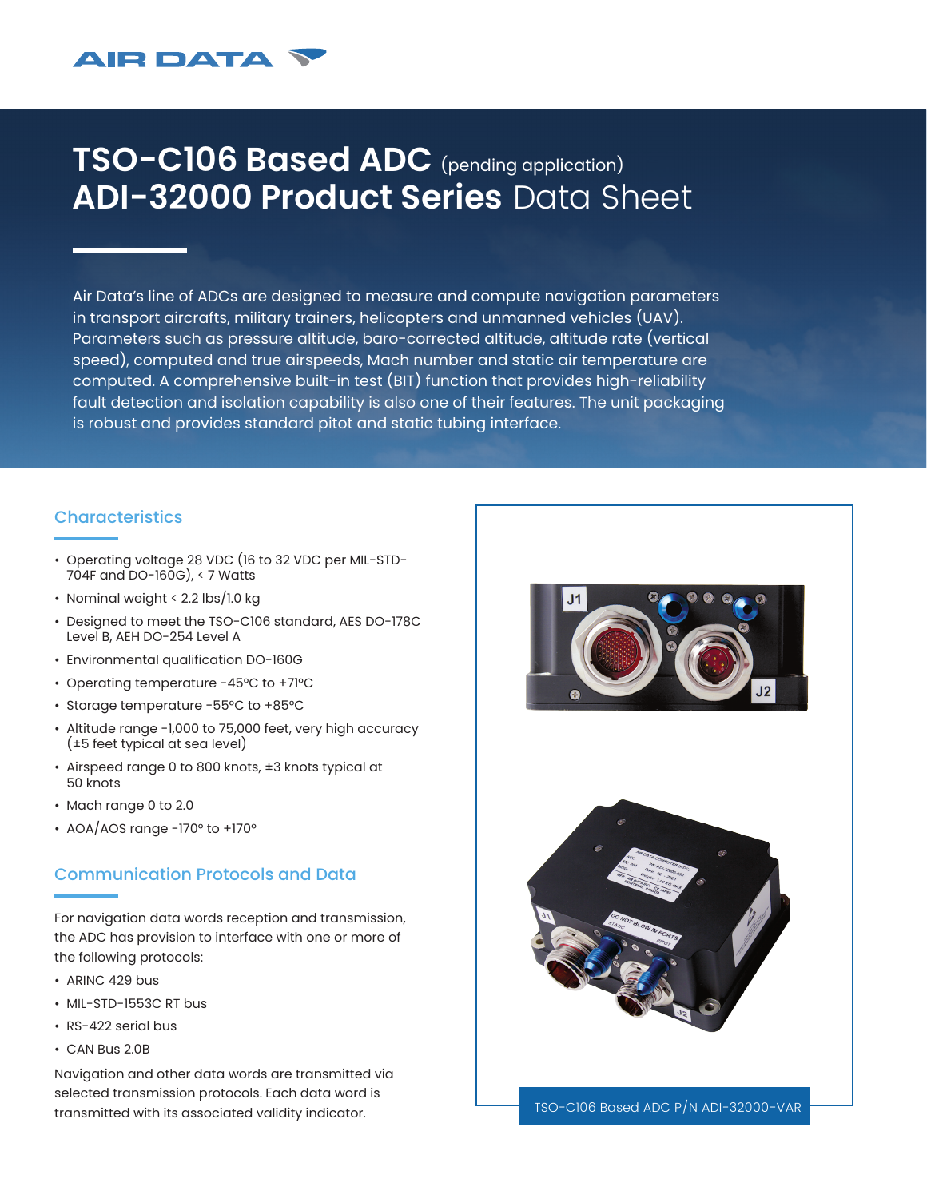AIR DATA

# TSO-C106 Based ADC (pending application)
# ADI-32000 Product Series Data Sheet

Air Data's line of ADCs are designed to measure and compute navigation parameters in transport aircrafts, military trainers, helicopters and unmanned vehicles (UAV). Parameters such as pressure altitude, baro-corrected altitude, altitude rate (vertical speed), computed and true airspeeds, Mach number and static air temperature are computed. A comprehensive built-in test (BIT) function that provides high-reliability fault detection and isolation capability is also one of their features. The unit packaging is robust and provides standard pitot and static tubing interface.

## Characteristics

- Operating voltage 28 VDC (16 to 32 VDC per MIL-STD-704F and DO-160G), < 7 Watts
- Nominal weight < 2.2 lbs/1.0 kg
- Designed to meet the TSO-C106 standard, AES DO-178C Level B, AEH DO-254 Level A
- Environmental qualification DO-160G
- Operating temperature -45°C to +71°C
- Storage temperature -55°C to +85°C
- Altitude range -1,000 to 75,000 feet, very high accuracy (±5 feet typical at sea level)
- Airspeed range 0 to 800 knots, ±3 knots typical at 50 knots
- Mach range 0 to 2.0
- AOA/AOS range -170° to +170°

## Communication Protocols and Data

For navigation data words reception and transmission, the ADC has provision to interface with one or more of the following protocols:

- ARINC 429 bus
- MIL-STD-1553C RT bus
- RS-422 serial bus
- CAN Bus 2.0B

Navigation and other data words are transmitted via selected transmission protocols. Each data word is transmitted with its associated validity indicator.

TSO-C106 Based ADC P/N ADI-32000-VAR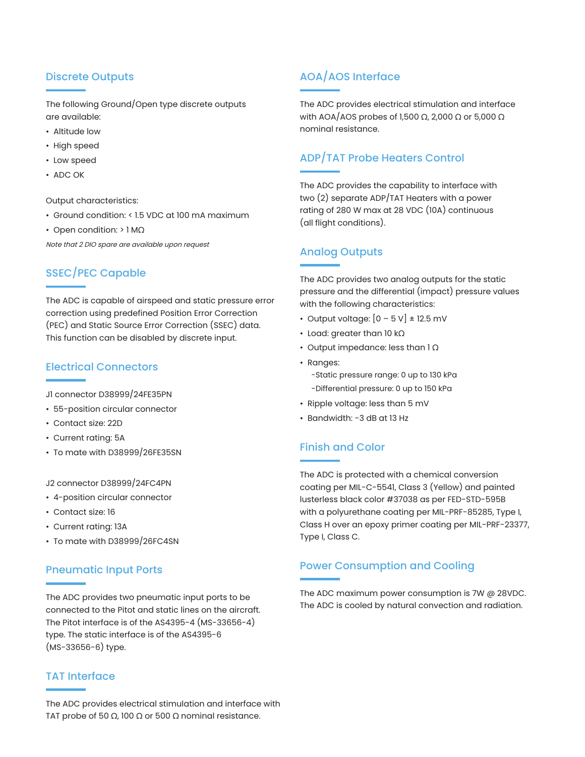## Discrete Outputs

The following Ground/Open type discrete outputs are available:

- Altitude low
- High speed
- Low speed
- ADC OK

Output characteristics:

- Ground condition: < 1.5 VDC at 100 mA maximum
- Open condition: > 1 MΩ

*Note that 2 DIO spare are available upon request*

## SSEC/PEC Capable

The ADC is capable of airspeed and static pressure error correction using predefined Position Error Correction (PEC) and Static Source Error Correction (SSEC) data. This function can be disabled by discrete input.

## Electrical Connectors

J1 connector D38999/24FE35PN

- 55-position circular connector
- Contact size: 22D
- Current rating: 5A
- To mate with D38999/26FE35SN

J2 connector D38999/24FC4PN

- 4-position circular connector
- Contact size: 16
- Current rating: 13A
- To mate with D38999/26FC4SN

## Pneumatic Input Ports

The ADC provides two pneumatic input ports to be connected to the Pitot and static lines on the aircraft. The Pitot interface is of the AS4395-4 (MS-33656-4) type. The static interface is of the AS4395-6 (MS-33656-6) type.

## TAT Interface

The ADC provides electrical stimulation and interface with TAT probe of 50 Ω, 100 Ω or 500 Ω nominal resistance.

## AOA/AOS Interface

The ADC provides electrical stimulation and interface with AOA/AOS probes of 1,500 Ω, 2,000 Ω or 5,000 Ω nominal resistance.

## ADP/TAT Probe Heaters Control

The ADC provides the capability to interface with two (2) separate ADP/TAT Heaters with a power rating of 280 W max at 28 VDC (10A) continuous (all flight conditions).

## Analog Outputs

The ADC provides two analog outputs for the static pressure and the differential (impact) pressure values with the following characteristics:

- Output voltage: [0 – 5 V] ± 12.5 mV
- Load: greater than 10 kΩ
- Output impedance: less than 1 Ω
- Ranges:
  - Static pressure range: 0 up to 130 kPa
  - Differential pressure: 0 up to 150 kPa
- Ripple voltage: less than 5 mV
- Bandwidth: -3 dB at 13 Hz

## Finish and Color

The ADC is protected with a chemical conversion coating per MIL-C-5541, Class 3 (Yellow) and painted lusterless black color #37038 as per FED-STD-595B with a polyurethane coating per MIL-PRF-85285, Type I, Class H over an epoxy primer coating per MIL-PRF-23377, Type I, Class C.

## Power Consumption and Cooling

The ADC maximum power consumption is 7W @ 28VDC. The ADC is cooled by natural convection and radiation.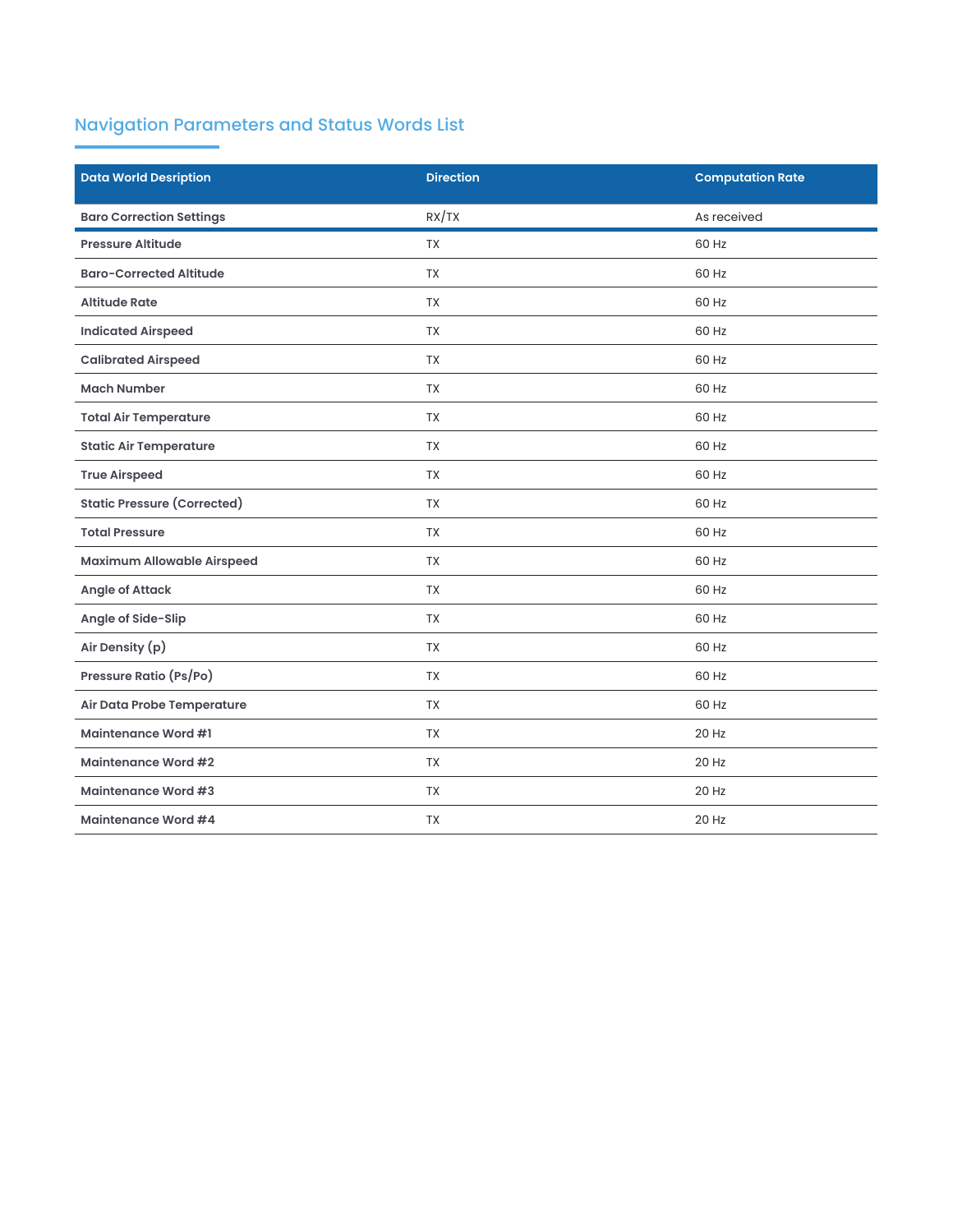## Navigation Parameters and Status Words List

| Data World Desription | Direction | Computation Rate |
|---|---|---|
| **Baro Correction Settings** | RX/TX | As received |
| **Pressure Altitude** | TX | 60 Hz |
| **Baro-Corrected Altitude** | TX | 60 Hz |
| **Altitude Rate** | TX | 60 Hz |
| **Indicated Airspeed** | TX | 60 Hz |
| **Calibrated Airspeed** | TX | 60 Hz |
| **Mach Number** | TX | 60 Hz |
| **Total Air Temperature** | TX | 60 Hz |
| **Static Air Temperature** | TX | 60 Hz |
| **True Airspeed** | TX | 60 Hz |
| **Static Pressure (Corrected)** | TX | 60 Hz |
| **Total Pressure** | TX | 60 Hz |
| **Maximum Allowable Airspeed** | TX | 60 Hz |
| **Angle of Attack** | TX | 60 Hz |
| **Angle of Side-Slip** | TX | 60 Hz |
| **Air Density (p)** | TX | 60 Hz |
| **Pressure Ratio (Ps/Po)** | TX | 60 Hz |
| **Air Data Probe Temperature** | TX | 60 Hz |
| **Maintenance Word #1** | TX | 20 Hz |
| **Maintenance Word #2** | TX | 20 Hz |
| **Maintenance Word #3** | TX | 20 Hz |
| **Maintenance Word #4** | TX | 20 Hz |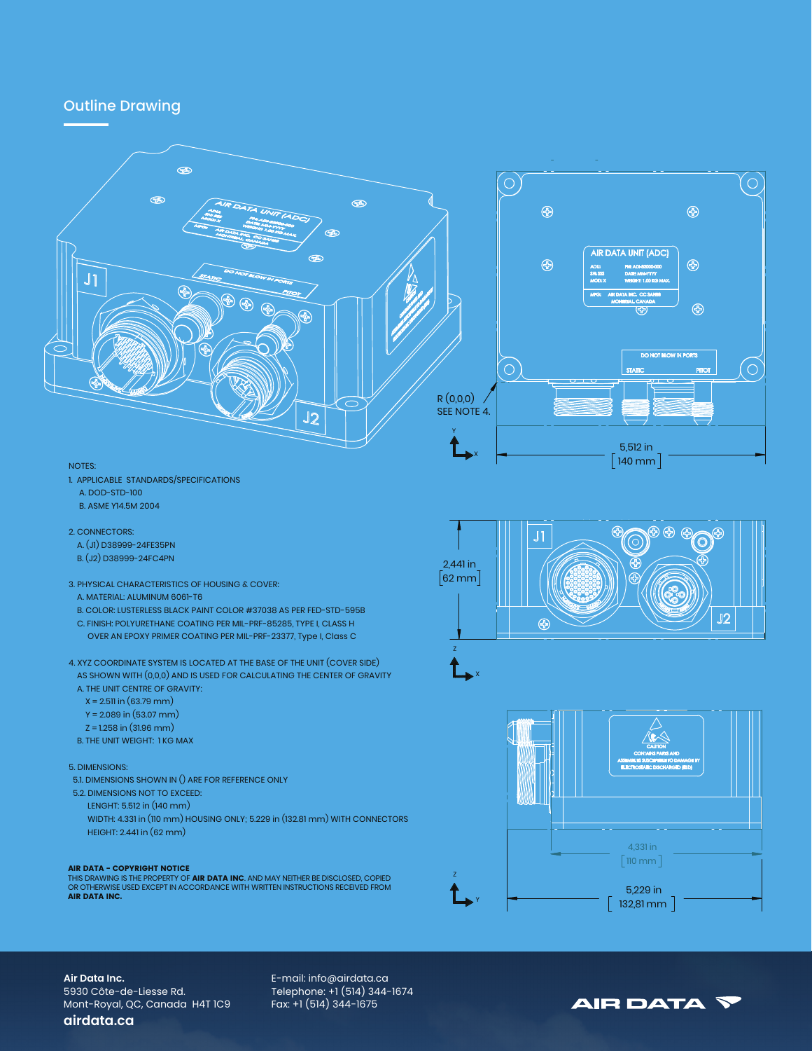## Outline Drawing

R (0,0,0)
SEE NOTE 4.

5,512 in
[140 mm]

2,441 in
[62 mm]

4,331 in
[110 mm]

5,229 in
[132,81 mm]

NOTES:

1. APPLICABLE STANDARDS/SPECIFICATIONS
   A. DOD-STD-100
   B. ASME Y14.5M 2004

2. CONNECTORS:
   A. (J1) D38999-24FE35PN
   B. (J2) D38999-24FC4PN

3. PHYSICAL CHARACTERISTICS OF HOUSING & COVER:
   A. MATERIAL: ALUMINUM 6061-T6
   B. COLOR: LUSTERLESS BLACK PAINT COLOR #37038 AS PER FED-STD-595B
   C. FINISH: POLYURETHANE COATING PER MIL-PRF-85285, TYPE I, CLASS H OVER AN EPOXY PRIMER COATING PER MIL-PRF-23377, Type I, Class C

4. XYZ COORDINATE SYSTEM IS LOCATED AT THE BASE OF THE UNIT (COVER SIDE) AS SHOWN WITH (0,0,0) AND IS USED FOR CALCULATING THE CENTER OF GRAVITY
   A. THE UNIT CENTRE OF GRAVITY:
      X = 2.511 in (63.79 mm)
      Y = 2.089 in (53.07 mm)
      Z = 1.258 in (31.96 mm)
   B. THE UNIT WEIGHT: 1 KG MAX

5. DIMENSIONS:
   5.1. DIMENSIONS SHOWN IN () ARE FOR REFERENCE ONLY
   5.2. DIMENSIONS NOT TO EXCEED:
      LENGHT: 5.512 in (140 mm)
      WIDTH: 4.331 in (110 mm) HOUSING ONLY; 5.229 in (132.81 mm) WITH CONNECTORS
      HEIGHT: 2.441 in (62 mm)

**AIR DATA - COPYRIGHT NOTICE**
THIS DRAWING IS THE PROPERTY OF **AIR DATA INC**. AND MAY NEITHER BE DISCLOSED, COPIED OR OTHERWISE USED EXCEPT IN ACCORDANCE WITH WRITTEN INSTRUCTIONS RECEIVED FROM **AIR DATA INC.**

**Air Data Inc.**
5930 Côte-de-Liesse Rd.
Mont-Royal, QC, Canada H4T 1C9
**airdata.ca**

E-mail: info@airdata.ca
Telephone: +1 (514) 344-1674
Fax: +1 (514) 344-1675